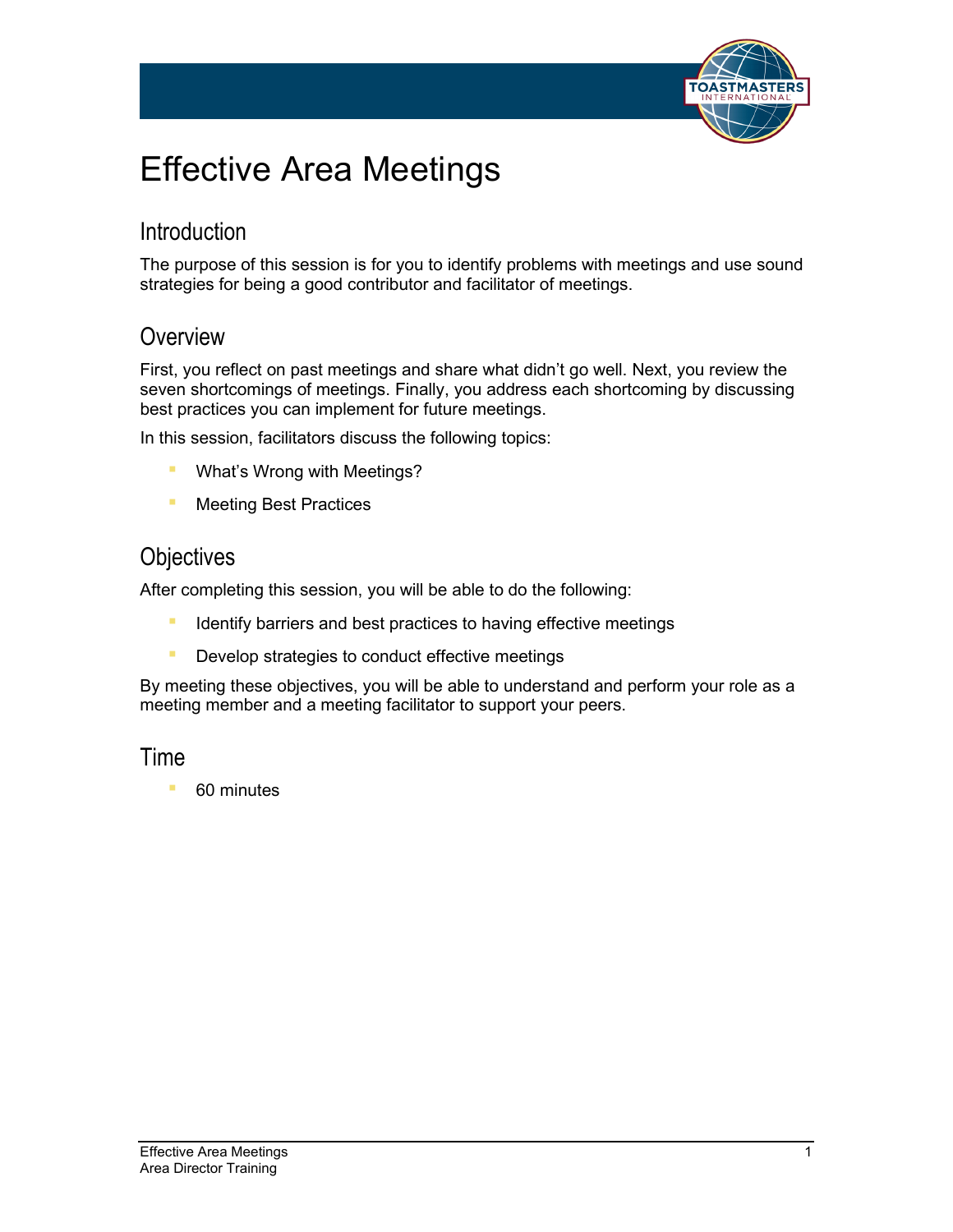# Effective Area Meetings

## Introduction

The purpose of this session is for you to identify problems with meetings and use sound strategies for being a good contributor and facilitator of meetings.

## Overview

First, you reflect on past meetings and share what didn't go well. Next, you review the seven shortcomings of meetings. Finally, you address each shortcoming by discussing best practices you can implement for future meetings.

In this session, facilitators discuss the following topics:

- What's Wrong with Meetings?
- Meeting Best Practices

## Objectives

After completing this session, you will be able to do the following:

- Identify barriers and best practices to having effective meetings
- Develop strategies to conduct effective meetings

By meeting these objectives, you will be able to understand and perform your role as a meeting member and a meeting facilitator to support your peers.

## Time

- 60 minutes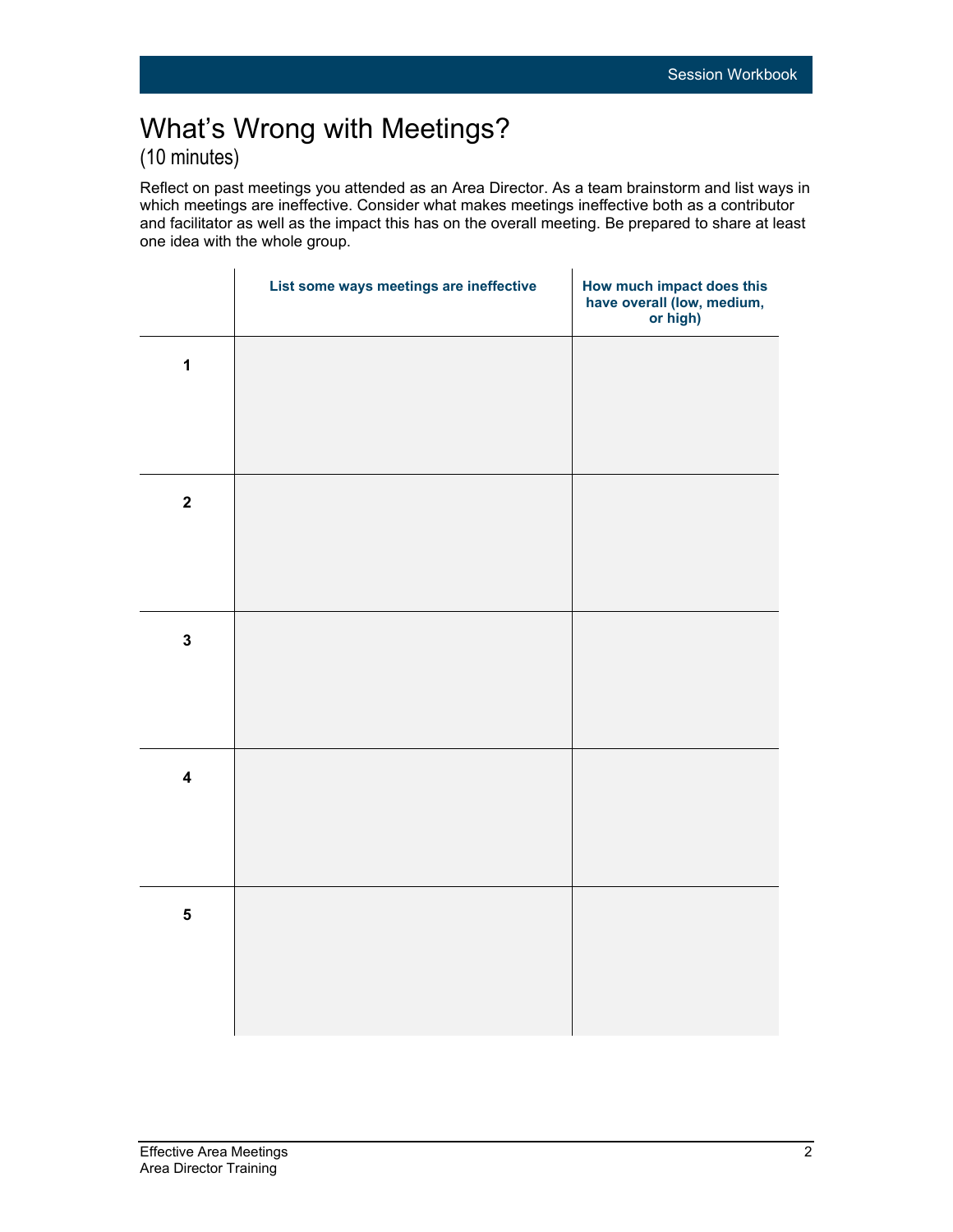# What's Wrong with Meetings?

(10 minutes)

Reflect on past meetings you attended as an Area Director. As a team brainstorm and list ways in which meetings are ineffective. Consider what makes meetings ineffective both as a contributor and facilitator as well as the impact this has on the overall meeting. Be prepared to share at least one idea with the whole group.

| | List some ways meetings are ineffective | How much impact does this have overall (low, medium, or high) |
|---|---|---|
| 1 | | |
| 2 | | |
| 3 | | |
| 4 | | |
| 5 | | |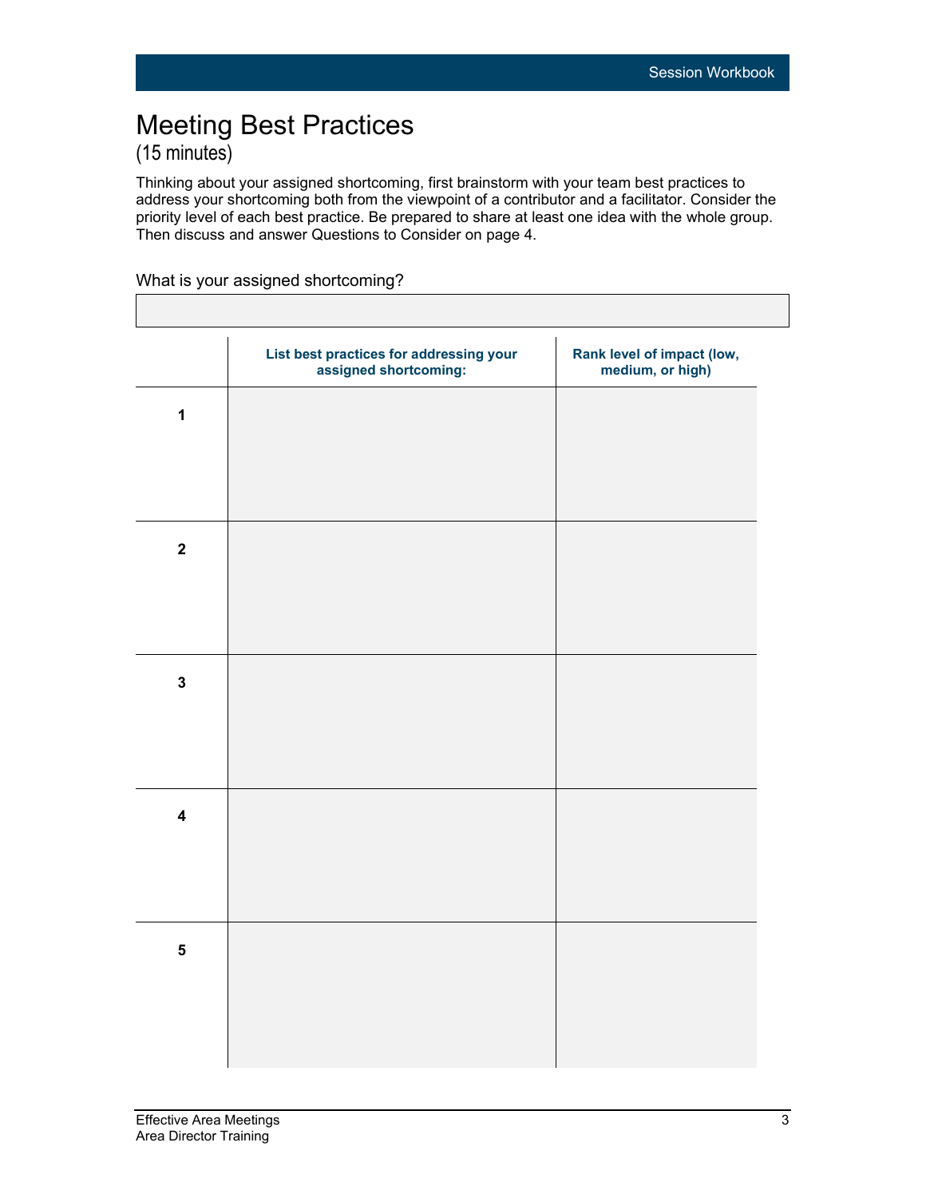# Meeting Best Practices

(15 minutes)

Thinking about your assigned shortcoming, first brainstorm with your team best practices to address your shortcoming both from the viewpoint of a contributor and a facilitator. Consider the priority level of each best practice. Be prepared to share at least one idea with the whole group. Then discuss and answer Questions to Consider on page 4.

What is your assigned shortcoming?

| |
|---|
| |

| | List best practices for addressing your assigned shortcoming: | Rank level of impact (low, medium, or high) |
|---|---|---|
| 1 | | |
| 2 | | |
| 3 | | |
| 4 | | |
| 5 | | |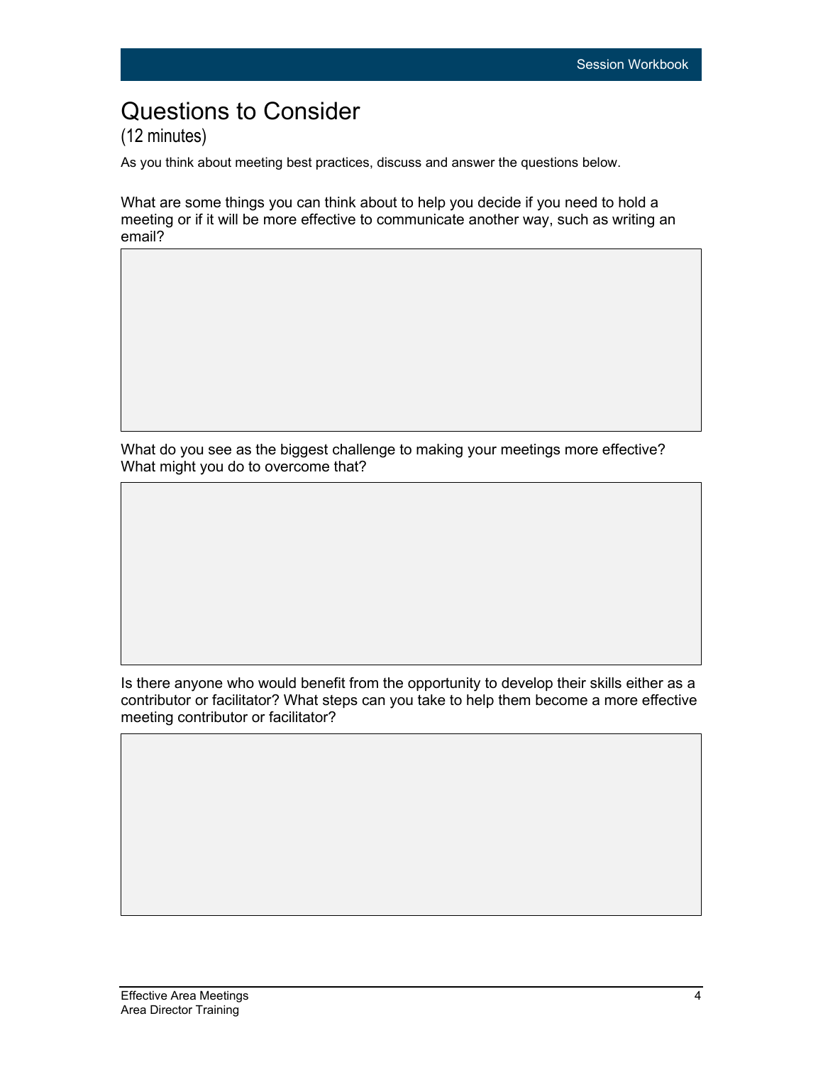# Questions to Consider

(12 minutes)

As you think about meeting best practices, discuss and answer the questions below.

What are some things you can think about to help you decide if you need to hold a meeting or if it will be more effective to communicate another way, such as writing an email?

What do you see as the biggest challenge to making your meetings more effective? What might you do to overcome that?

Is there anyone who would benefit from the opportunity to develop their skills either as a contributor or facilitator? What steps can you take to help them become a more effective meeting contributor or facilitator?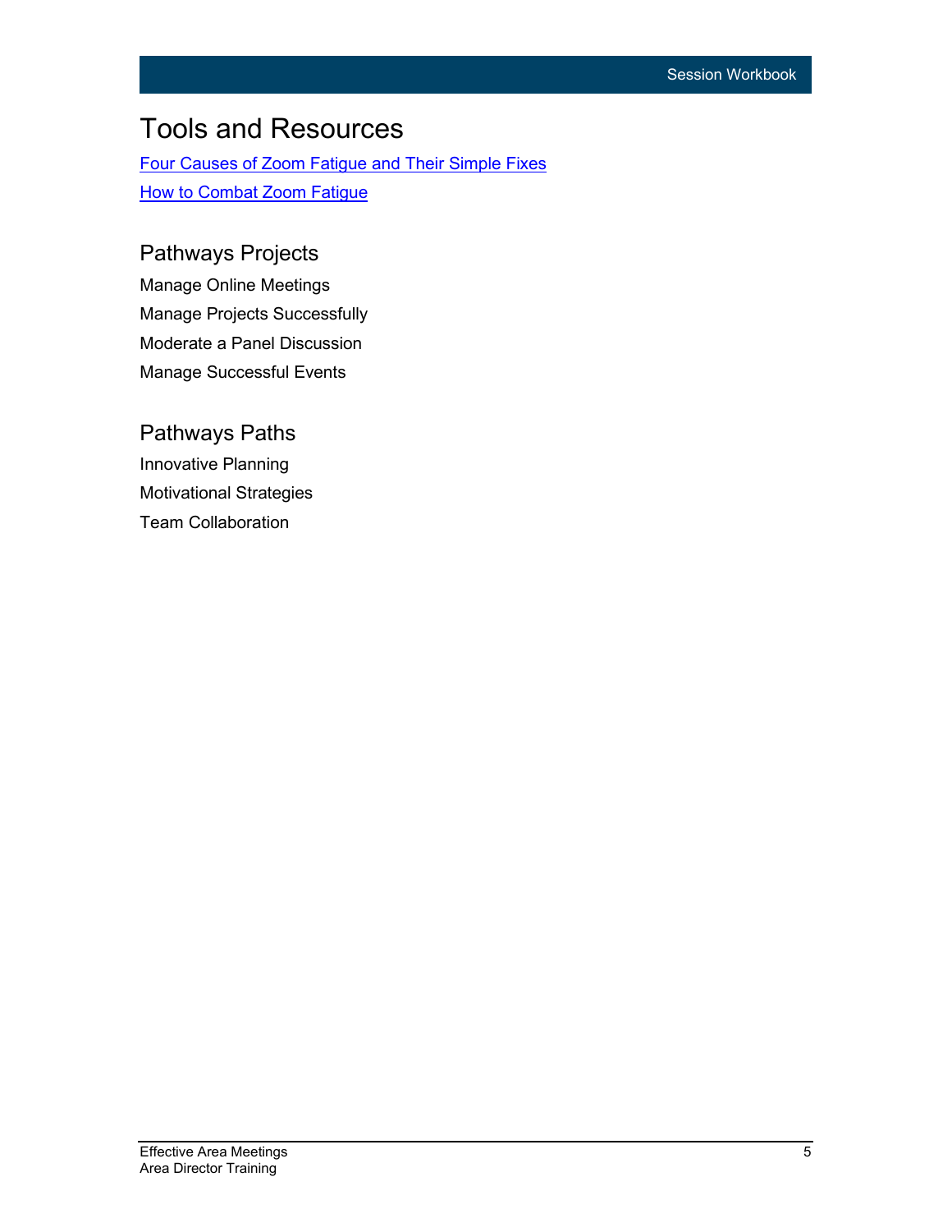# Tools and Resources

Four Causes of Zoom Fatigue and Their Simple Fixes

How to Combat Zoom Fatigue

## Pathways Projects

Manage Online Meetings

Manage Projects Successfully

Moderate a Panel Discussion

Manage Successful Events

## Pathways Paths

Innovative Planning

Motivational Strategies

Team Collaboration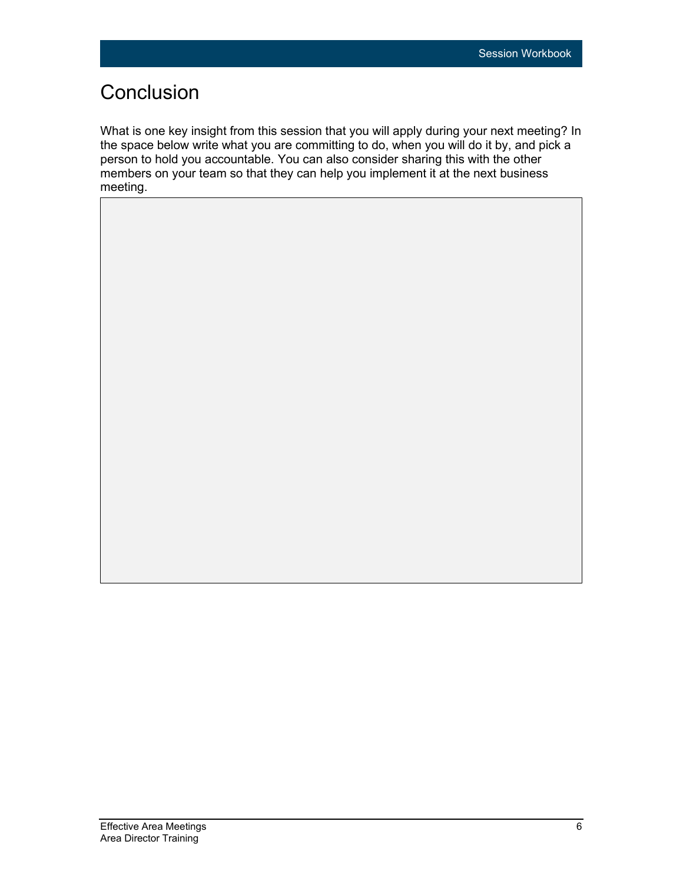# Conclusion

What is one key insight from this session that you will apply during your next meeting? In the space below write what you are committing to do, when you will do it by, and pick a person to hold you accountable. You can also consider sharing this with the other members on your team so that they can help you implement it at the next business meeting.